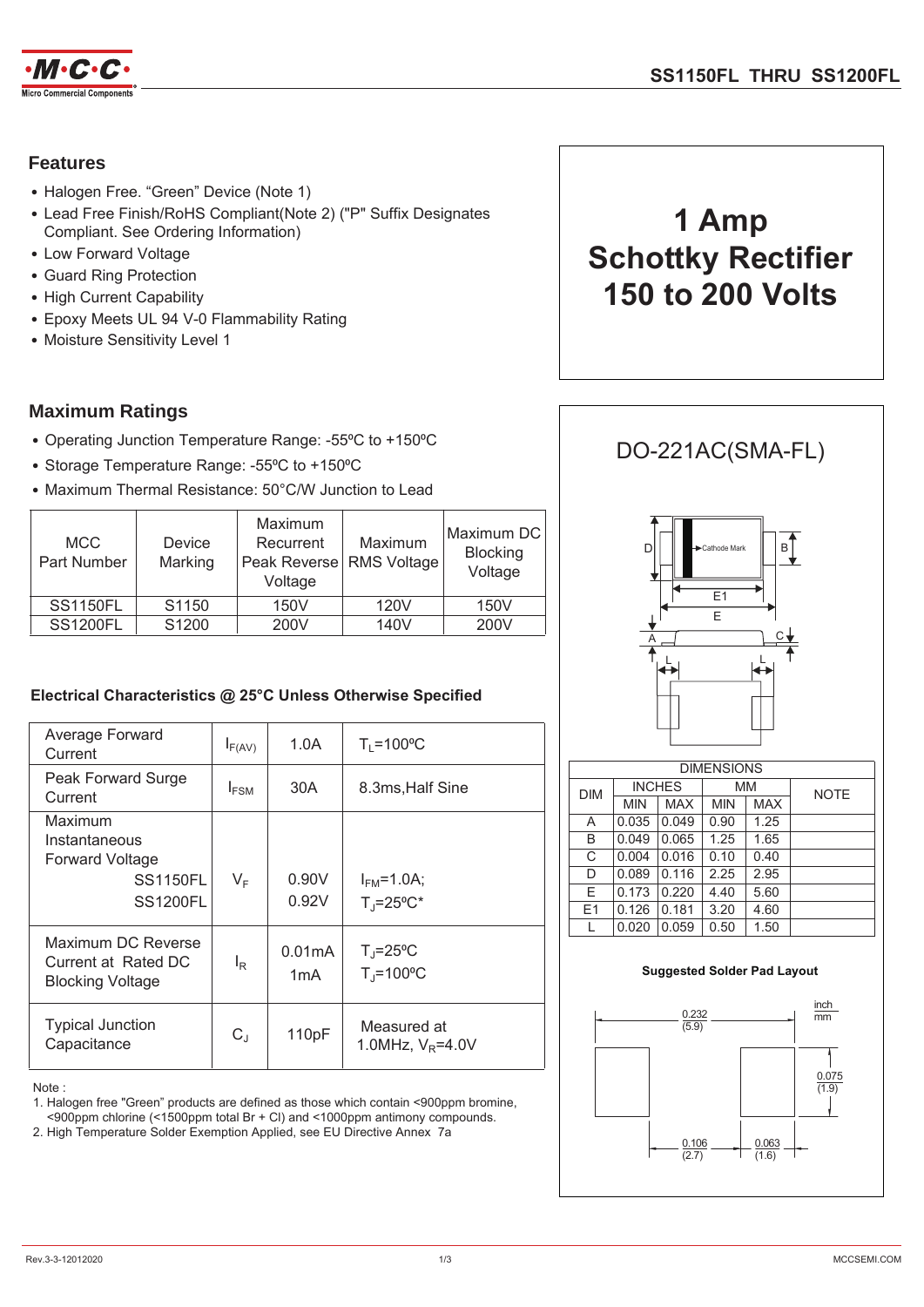# SS1150FL THRU SS1200FL

## Features

- Halogen Free. “Green” Device (Note 1)
- Lead Free Finish/RoHS Compliant(Note 2) ("P" Suffix Designates Compliant. See Ordering Information)
- Low Forward Voltage
- Guard Ring Protection
- High Current Capability
- Epoxy Meets UL 94 V-0 Flammability Rating
- Moisture Sensitivity Level 1

# 1 Amp Schottky Rectifier 150 to 200 Volts

## Maximum Ratings

- Operating Junction Temperature Range: -55ºC to +150ºC
- Storage Temperature Range: -55ºC to +150ºC
- Maximum Thermal Resistance: 50°C/W Junction to Lead

| MCC Part Number | Device Marking | Maximum Recurrent Peak Reverse Voltage | Maximum RMS Voltage | Maximum DC Blocking Voltage |
|---|---|---|---|---|
| SS1150FL | S1150 | 150V | 120V | 150V |
| SS1200FL | S1200 | 200V | 140V | 200V |

### Electrical Characteristics @ 25°C Unless Otherwise Specified

| Parameter | Symbol | Value | Conditions |
|---|---|---|---|
| Average Forward Current | $I_{F(AV)}$ | 1.0A | $T_L$=100ºC |
| Peak Forward Surge Current | $I_{FSM}$ | 30A | 8.3ms,Half Sine |
| Maximum Instantaneous Forward Voltage SS1150FL / SS1200FL | $V_F$ | 0.90V / 0.92V | $I_{FM}$=1.0A; $T_J$=25ºC* |
| Maximum DC Reverse Current at Rated DC Blocking Voltage | $I_R$ | 0.01mA / 1mA | $T_J$=25ºC / $T_J$=100ºC |
| Typical Junction Capacitance | $C_J$ | 110pF | Measured at 1.0MHz, $V_R$=4.0V |

Note :

1. Halogen free "Green" products are defined as those which contain <900ppm bromine, <900ppm chlorine (<1500ppm total Br + Cl) and <1000ppm antimony compounds.
2. High Temperature Solder Exemption Applied, see EU Directive Annex 7a

## DO-221AC(SMA-FL)

| DIM | INCHES MIN | INCHES MAX | MM MIN | MM MAX | NOTE |
|---|---|---|---|---|---|
| A | 0.035 | 0.049 | 0.90 | 1.25 | |
| B | 0.049 | 0.065 | 1.25 | 1.65 | |
| C | 0.004 | 0.016 | 0.10 | 0.40 | |
| D | 0.089 | 0.116 | 2.25 | 2.95 | |
| E | 0.173 | 0.220 | 4.40 | 5.60 | |
| E1 | 0.126 | 0.181 | 3.20 | 4.60 | |
| L | 0.020 | 0.059 | 0.50 | 1.50 | |

**Suggested Solder Pad Layout**

inch / mm: 0.232 (5.9); 0.075 (1.9); 0.106 (2.7); 0.063 (1.6)

Rev.3-3-12012020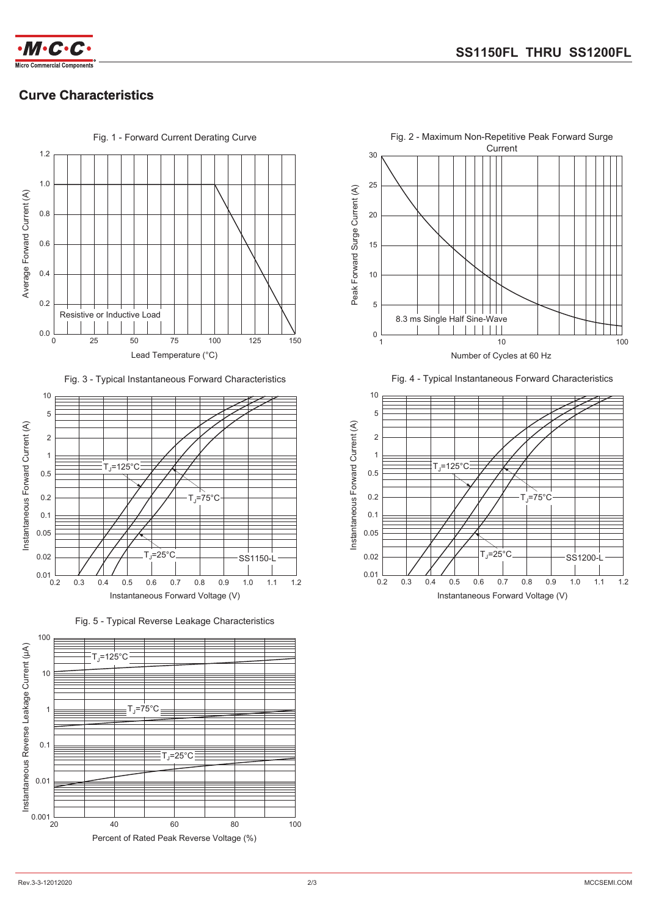## Curve Characteristics

Fig. 1 - Forward Current Derating Curve

Average Forward Current (A) vs. Lead Temperature (°C)

Resistive or Inductive Load

Fig. 2 - Maximum Non-Repetitive Peak Forward Surge Current

Peak Forward Surge Current (A) vs. Number of Cycles at 60 Hz

8.3 ms Single Half Sine-Wave

Fig. 3 - Typical Instantaneous Forward Characteristics

Instantaneous Forward Current (A) vs. Instantaneous Forward Voltage (V)

$T_J$=125°C, $T_J$=75°C, $T_J$=25°C — SS1150-L

Fig. 4 - Typical Instantaneous Forward Characteristics

Instantaneous Forward Current (A) vs. Instantaneous Forward Voltage (V)

$T_J$=125°C, $T_J$=75°C, $T_J$=25°C — SS1200-L

Fig. 5 - Typical Reverse Leakage Characteristics

Instantaneous Reverse Leakage Current (μA) vs. Percent of Rated Peak Reverse Voltage (%)

$T_J$=125°C, $T_J$=75°C, $T_J$=25°C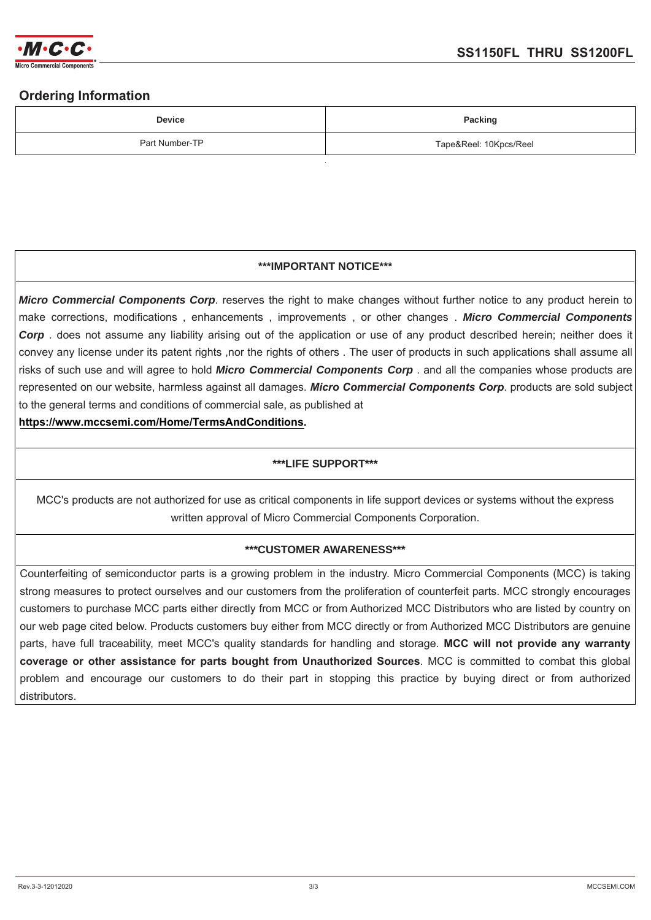## Ordering Information

| Device | Packing |
|---|---|
| Part Number-TP | Tape&Reel: 10Kpcs/Reel |

### ***IMPORTANT NOTICE***

***Micro Commercial Components Corp***. reserves the right to make changes without further notice to any product herein to make corrections, modifications , enhancements , improvements , or other changes . ***Micro Commercial Components Corp*** . does not assume any liability arising out of the application or use of any product described herein; neither does it convey any license under its patent rights ,nor the rights of others . The user of products in such applications shall assume all risks of such use and will agree to hold ***Micro Commercial Components Corp*** . and all the companies whose products are represented on our website, harmless against all damages. ***Micro Commercial Components Corp***. products are sold subject to the general terms and conditions of commercial sale, as published at
**https://www.mccsemi.com/Home/TermsAndConditions.**

### ***LIFE SUPPORT***

MCC's products are not authorized for use as critical components in life support devices or systems without the express written approval of Micro Commercial Components Corporation.

### ***CUSTOMER AWARENESS***

Counterfeiting of semiconductor parts is a growing problem in the industry. Micro Commercial Components (MCC) is taking strong measures to protect ourselves and our customers from the proliferation of counterfeit parts. MCC strongly encourages customers to purchase MCC parts either directly from MCC or from Authorized MCC Distributors who are listed by country on our web page cited below. Products customers buy either from MCC directly or from Authorized MCC Distributors are genuine parts, have full traceability, meet MCC's quality standards for handling and storage. **MCC will not provide any warranty coverage or other assistance for parts bought from Unauthorized Sources**. MCC is committed to combat this global problem and encourage our customers to do their part in stopping this practice by buying direct or from authorized distributors.